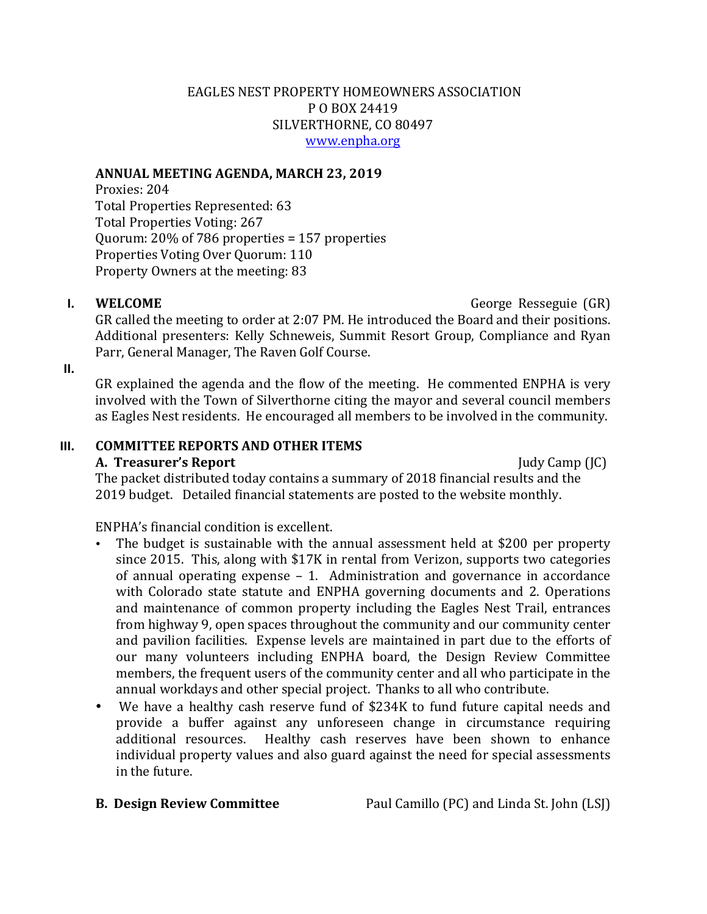EAGLES NEST PROPERTY HOMEOWNERS ASSOCIATION
P O BOX 24419
SILVERTHORNE, CO 80497
www.enpha.org

**ANNUAL MEETING AGENDA, MARCH 23, 2019**

Proxies: 204
Total Properties Represented: 63
Total Properties Voting: 267
Quorum: 20% of 786 properties = 157 properties
Properties Voting Over Quorum: 110
Property Owners at the meeting: 83

## I. WELCOME — George Resseguie (GR)

GR called the meeting to order at 2:07 PM. He introduced the Board and their positions. Additional presenters: Kelly Schneweis, Summit Resort Group, Compliance and Ryan Parr, General Manager, The Raven Golf Course.

## II.

GR explained the agenda and the flow of the meeting. He commented ENPHA is very involved with the Town of Silverthorne citing the mayor and several council members as Eagles Nest residents. He encouraged all members to be involved in the community.

## III. COMMITTEE REPORTS AND OTHER ITEMS

### A. Treasurer's Report — Judy Camp (JC)

The packet distributed today contains a summary of 2018 financial results and the 2019 budget. Detailed financial statements are posted to the website monthly.

ENPHA's financial condition is excellent.

- The budget is sustainable with the annual assessment held at $200 per property since 2015. This, along with $17K in rental from Verizon, supports two categories of annual operating expense – 1. Administration and governance in accordance with Colorado state statute and ENPHA governing documents and 2. Operations and maintenance of common property including the Eagles Nest Trail, entrances from highway 9, open spaces throughout the community and our community center and pavilion facilities. Expense levels are maintained in part due to the efforts of our many volunteers including ENPHA board, the Design Review Committee members, the frequent users of the community center and all who participate in the annual workdays and other special project. Thanks to all who contribute.
- We have a healthy cash reserve fund of $234K to fund future capital needs and provide a buffer against any unforeseen change in circumstance requiring additional resources. Healthy cash reserves have been shown to enhance individual property values and also guard against the need for special assessments in the future.

### B. Design Review Committee — Paul Camillo (PC) and Linda St. John (LSJ)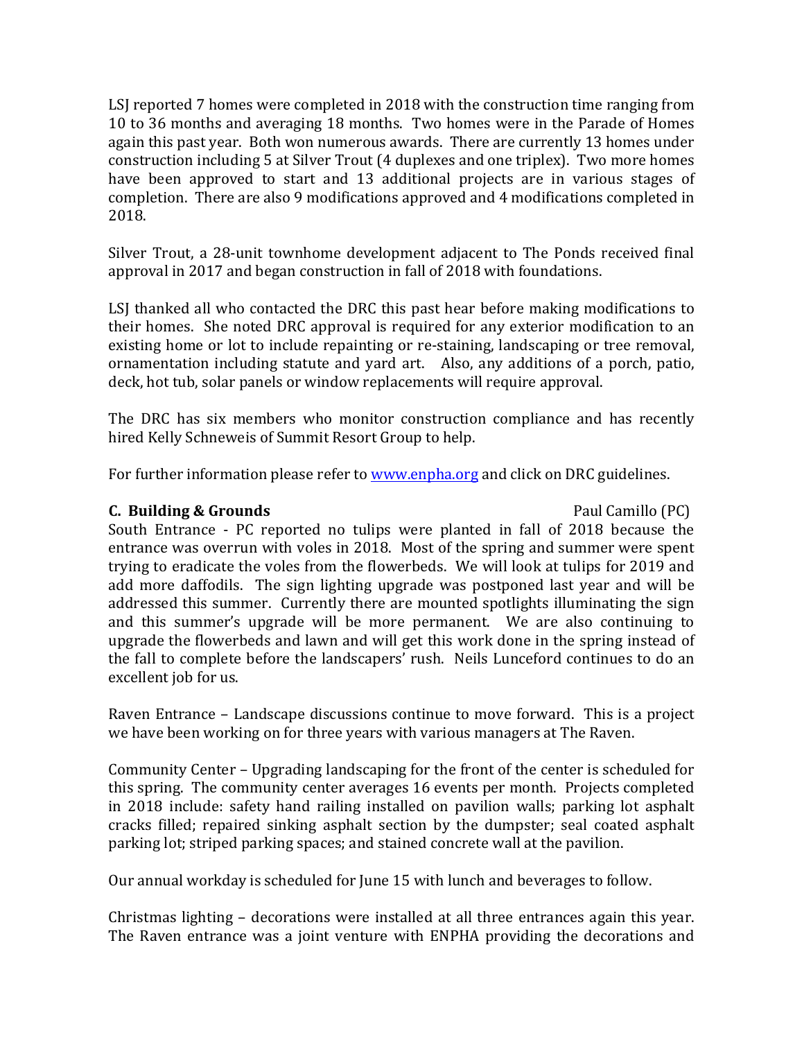LSJ reported 7 homes were completed in 2018 with the construction time ranging from 10 to 36 months and averaging 18 months. Two homes were in the Parade of Homes again this past year. Both won numerous awards. There are currently 13 homes under construction including 5 at Silver Trout (4 duplexes and one triplex). Two more homes have been approved to start and 13 additional projects are in various stages of completion. There are also 9 modifications approved and 4 modifications completed in 2018.

Silver Trout, a 28-unit townhome development adjacent to The Ponds received final approval in 2017 and began construction in fall of 2018 with foundations.

LSJ thanked all who contacted the DRC this past hear before making modifications to their homes. She noted DRC approval is required for any exterior modification to an existing home or lot to include repainting or re-staining, landscaping or tree removal, ornamentation including statute and yard art. Also, any additions of a porch, patio, deck, hot tub, solar panels or window replacements will require approval.

The DRC has six members who monitor construction compliance and has recently hired Kelly Schneweis of Summit Resort Group to help.

For further information please refer to [www.enpha.org](http://www.enpha.org) and click on DRC guidelines.

**C. Building & Grounds** Paul Camillo (PC)

South Entrance - PC reported no tulips were planted in fall of 2018 because the entrance was overrun with voles in 2018. Most of the spring and summer were spent trying to eradicate the voles from the flowerbeds. We will look at tulips for 2019 and add more daffodils. The sign lighting upgrade was postponed last year and will be addressed this summer. Currently there are mounted spotlights illuminating the sign and this summer's upgrade will be more permanent. We are also continuing to upgrade the flowerbeds and lawn and will get this work done in the spring instead of the fall to complete before the landscapers' rush. Neils Lunceford continues to do an excellent job for us.

Raven Entrance – Landscape discussions continue to move forward. This is a project we have been working on for three years with various managers at The Raven.

Community Center – Upgrading landscaping for the front of the center is scheduled for this spring. The community center averages 16 events per month. Projects completed in 2018 include: safety hand railing installed on pavilion walls; parking lot asphalt cracks filled; repaired sinking asphalt section by the dumpster; seal coated asphalt parking lot; striped parking spaces; and stained concrete wall at the pavilion.

Our annual workday is scheduled for June 15 with lunch and beverages to follow.

Christmas lighting – decorations were installed at all three entrances again this year. The Raven entrance was a joint venture with ENPHA providing the decorations and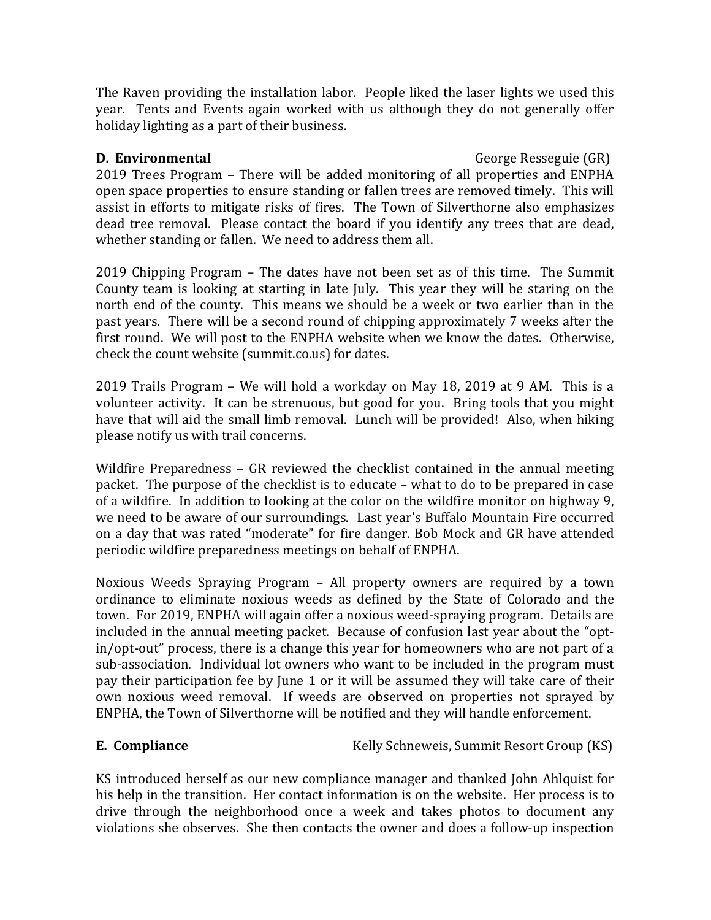The Raven providing the installation labor. People liked the laser lights we used this year. Tents and Events again worked with us although they do not generally offer holiday lighting as a part of their business.

**D. Environmental** George Resseguie (GR)

2019 Trees Program – There will be added monitoring of all properties and ENPHA open space properties to ensure standing or fallen trees are removed timely. This will assist in efforts to mitigate risks of fires. The Town of Silverthorne also emphasizes dead tree removal. Please contact the board if you identify any trees that are dead, whether standing or fallen. We need to address them all.

2019 Chipping Program – The dates have not been set as of this time. The Summit County team is looking at starting in late July. This year they will be staring on the north end of the county. This means we should be a week or two earlier than in the past years. There will be a second round of chipping approximately 7 weeks after the first round. We will post to the ENPHA website when we know the dates. Otherwise, check the count website (summit.co.us) for dates.

2019 Trails Program – We will hold a workday on May 18, 2019 at 9 AM. This is a volunteer activity. It can be strenuous, but good for you. Bring tools that you might have that will aid the small limb removal. Lunch will be provided! Also, when hiking please notify us with trail concerns.

Wildfire Preparedness – GR reviewed the checklist contained in the annual meeting packet. The purpose of the checklist is to educate – what to do to be prepared in case of a wildfire. In addition to looking at the color on the wildfire monitor on highway 9, we need to be aware of our surroundings. Last year's Buffalo Mountain Fire occurred on a day that was rated "moderate" for fire danger. Bob Mock and GR have attended periodic wildfire preparedness meetings on behalf of ENPHA.

Noxious Weeds Spraying Program – All property owners are required by a town ordinance to eliminate noxious weeds as defined by the State of Colorado and the town. For 2019, ENPHA will again offer a noxious weed-spraying program. Details are included in the annual meeting packet. Because of confusion last year about the "opt-in/opt-out" process, there is a change this year for homeowners who are not part of a sub-association. Individual lot owners who want to be included in the program must pay their participation fee by June 1 or it will be assumed they will take care of their own noxious weed removal. If weeds are observed on properties not sprayed by ENPHA, the Town of Silverthorne will be notified and they will handle enforcement.

**E. Compliance** Kelly Schneweis, Summit Resort Group (KS)

KS introduced herself as our new compliance manager and thanked John Ahlquist for his help in the transition. Her contact information is on the website. Her process is to drive through the neighborhood once a week and takes photos to document any violations she observes. She then contacts the owner and does a follow-up inspection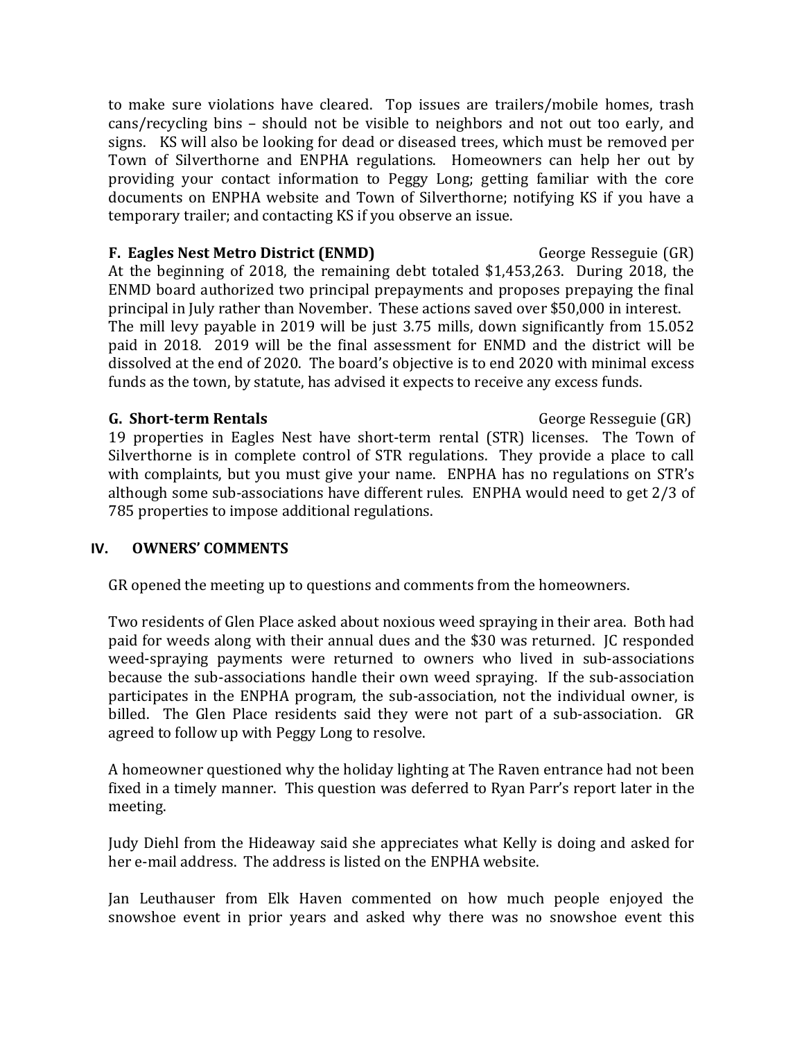to make sure violations have cleared. Top issues are trailers/mobile homes, trash cans/recycling bins – should not be visible to neighbors and not out too early, and signs. KS will also be looking for dead or diseased trees, which must be removed per Town of Silverthorne and ENPHA regulations. Homeowners can help her out by providing your contact information to Peggy Long; getting familiar with the core documents on ENPHA website and Town of Silverthorne; notifying KS if you have a temporary trailer; and contacting KS if you observe an issue.

**F. Eagles Nest Metro District (ENMD)** George Resseguie (GR)

At the beginning of 2018, the remaining debt totaled $1,453,263. During 2018, the ENMD board authorized two principal prepayments and proposes prepaying the final principal in July rather than November. These actions saved over $50,000 in interest. The mill levy payable in 2019 will be just 3.75 mills, down significantly from 15.052 paid in 2018. 2019 will be the final assessment for ENMD and the district will be dissolved at the end of 2020. The board's objective is to end 2020 with minimal excess funds as the town, by statute, has advised it expects to receive any excess funds.

**G. Short-term Rentals** George Resseguie (GR)

19 properties in Eagles Nest have short-term rental (STR) licenses. The Town of Silverthorne is in complete control of STR regulations. They provide a place to call with complaints, but you must give your name. ENPHA has no regulations on STR's although some sub-associations have different rules. ENPHA would need to get 2/3 of 785 properties to impose additional regulations.

## IV. OWNERS' COMMENTS

GR opened the meeting up to questions and comments from the homeowners.

Two residents of Glen Place asked about noxious weed spraying in their area. Both had paid for weeds along with their annual dues and the $30 was returned. JC responded weed-spraying payments were returned to owners who lived in sub-associations because the sub-associations handle their own weed spraying. If the sub-association participates in the ENPHA program, the sub-association, not the individual owner, is billed. The Glen Place residents said they were not part of a sub-association. GR agreed to follow up with Peggy Long to resolve.

A homeowner questioned why the holiday lighting at The Raven entrance had not been fixed in a timely manner. This question was deferred to Ryan Parr's report later in the meeting.

Judy Diehl from the Hideaway said she appreciates what Kelly is doing and asked for her e-mail address. The address is listed on the ENPHA website.

Jan Leuthauser from Elk Haven commented on how much people enjoyed the snowshoe event in prior years and asked why there was no snowshoe event this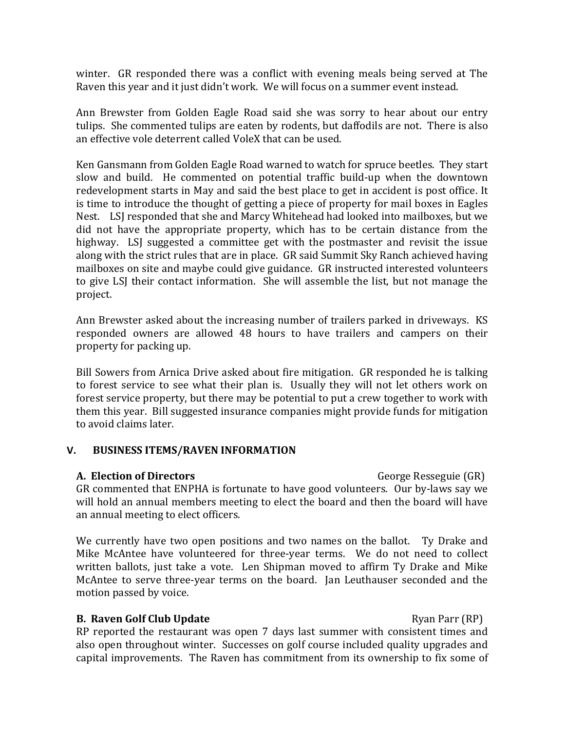winter. GR responded there was a conflict with evening meals being served at The Raven this year and it just didn't work. We will focus on a summer event instead.

Ann Brewster from Golden Eagle Road said she was sorry to hear about our entry tulips. She commented tulips are eaten by rodents, but daffodils are not. There is also an effective vole deterrent called VoleX that can be used.

Ken Gansmann from Golden Eagle Road warned to watch for spruce beetles. They start slow and build. He commented on potential traffic build-up when the downtown redevelopment starts in May and said the best place to get in accident is post office. It is time to introduce the thought of getting a piece of property for mail boxes in Eagles Nest. LSJ responded that she and Marcy Whitehead had looked into mailboxes, but we did not have the appropriate property, which has to be certain distance from the highway. LSJ suggested a committee get with the postmaster and revisit the issue along with the strict rules that are in place. GR said Summit Sky Ranch achieved having mailboxes on site and maybe could give guidance. GR instructed interested volunteers to give LSJ their contact information. She will assemble the list, but not manage the project.

Ann Brewster asked about the increasing number of trailers parked in driveways. KS responded owners are allowed 48 hours to have trailers and campers on their property for packing up.

Bill Sowers from Arnica Drive asked about fire mitigation. GR responded he is talking to forest service to see what their plan is. Usually they will not let others work on forest service property, but there may be potential to put a crew together to work with them this year. Bill suggested insurance companies might provide funds for mitigation to avoid claims later.

## V. BUSINESS ITEMS/RAVEN INFORMATION

**A. Election of Directors** George Resseguie (GR)

GR commented that ENPHA is fortunate to have good volunteers. Our by-laws say we will hold an annual members meeting to elect the board and then the board will have an annual meeting to elect officers.

We currently have two open positions and two names on the ballot. Ty Drake and Mike McAntee have volunteered for three-year terms. We do not need to collect written ballots, just take a vote. Len Shipman moved to affirm Ty Drake and Mike McAntee to serve three-year terms on the board. Jan Leuthauser seconded and the motion passed by voice.

**B. Raven Golf Club Update** Ryan Parr (RP)

RP reported the restaurant was open 7 days last summer with consistent times and also open throughout winter. Successes on golf course included quality upgrades and capital improvements. The Raven has commitment from its ownership to fix some of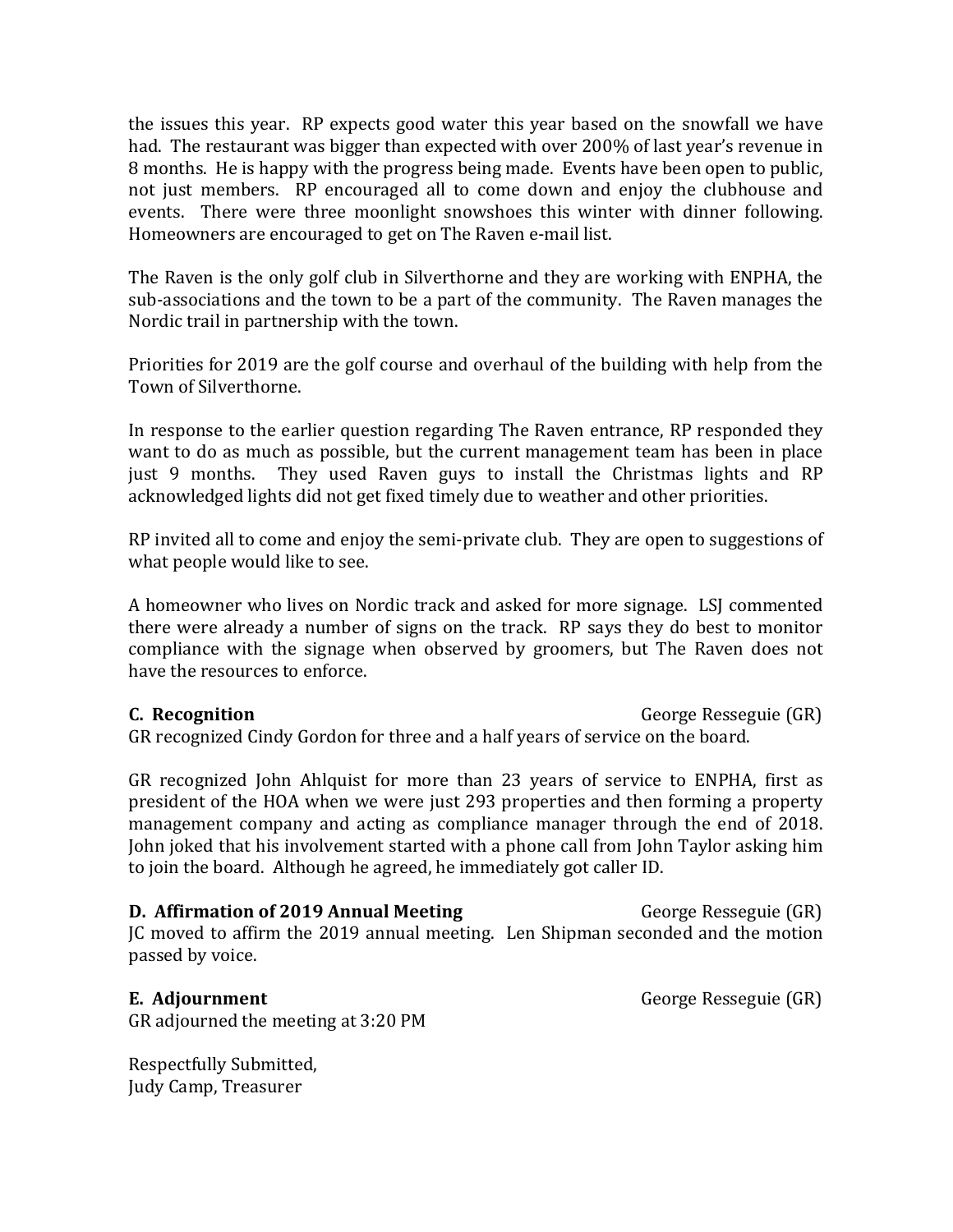the issues this year. RP expects good water this year based on the snowfall we have had. The restaurant was bigger than expected with over 200% of last year's revenue in 8 months. He is happy with the progress being made. Events have been open to public, not just members. RP encouraged all to come down and enjoy the clubhouse and events. There were three moonlight snowshoes this winter with dinner following. Homeowners are encouraged to get on The Raven e-mail list.

The Raven is the only golf club in Silverthorne and they are working with ENPHA, the sub-associations and the town to be a part of the community. The Raven manages the Nordic trail in partnership with the town.

Priorities for 2019 are the golf course and overhaul of the building with help from the Town of Silverthorne.

In response to the earlier question regarding The Raven entrance, RP responded they want to do as much as possible, but the current management team has been in place just 9 months. They used Raven guys to install the Christmas lights and RP acknowledged lights did not get fixed timely due to weather and other priorities.

RP invited all to come and enjoy the semi-private club. They are open to suggestions of what people would like to see.

A homeowner who lives on Nordic track and asked for more signage. LSJ commented there were already a number of signs on the track. RP says they do best to monitor compliance with the signage when observed by groomers, but The Raven does not have the resources to enforce.

**C. Recognition** George Resseguie (GR)

GR recognized Cindy Gordon for three and a half years of service on the board.

GR recognized John Ahlquist for more than 23 years of service to ENPHA, first as president of the HOA when we were just 293 properties and then forming a property management company and acting as compliance manager through the end of 2018. John joked that his involvement started with a phone call from John Taylor asking him to join the board. Although he agreed, he immediately got caller ID.

**D. Affirmation of 2019 Annual Meeting** George Resseguie (GR)

JC moved to affirm the 2019 annual meeting. Len Shipman seconded and the motion passed by voice.

**E. Adjournment** George Resseguie (GR)

GR adjourned the meeting at 3:20 PM

Respectfully Submitted,
Judy Camp, Treasurer